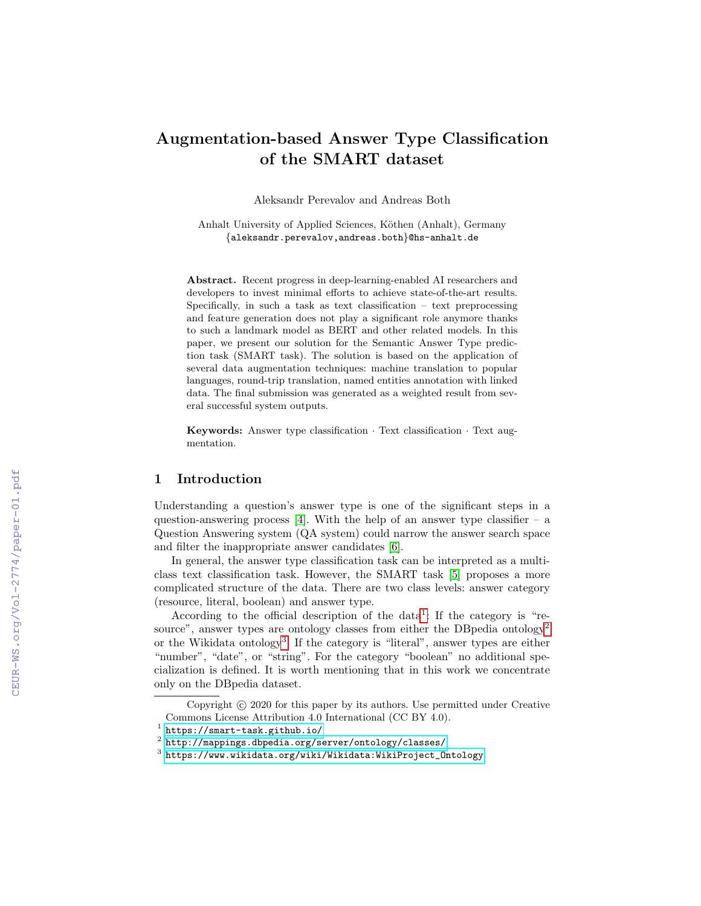# Augmentation-based Answer Type Classification of the SMART dataset

Aleksandr Perevalov and Andreas Both

Anhalt University of Applied Sciences, Köthen (Anhalt), Germany
{aleksandr.perevalov,andreas.both}@hs-anhalt.de

**Abstract.** Recent progress in deep-learning-enabled AI researchers and developers to invest minimal efforts to achieve state-of-the-art results. Specifically, in such a task as text classification – text preprocessing and feature generation does not play a significant role anymore thanks to such a landmark model as BERT and other related models. In this paper, we present our solution for the Semantic Answer Type prediction task (SMART task). The solution is based on the application of several data augmentation techniques: machine translation to popular languages, round-trip translation, named entities annotation with linked data. The final submission was generated as a weighted result from several successful system outputs.

**Keywords:** Answer type classification · Text classification · Text augmentation.

## 1 Introduction

Understanding a question's answer type is one of the significant steps in a question-answering process [4]. With the help of an answer type classifier – a Question Answering system (QA system) could narrow the answer search space and filter the inappropriate answer candidates [6].

In general, the answer type classification task can be interpreted as a multi-class text classification task. However, the SMART task [5] proposes a more complicated structure of the data. There are two class levels: answer category (resource, literal, boolean) and answer type.

According to the official description of the data[1]: If the category is "resource", answer types are ontology classes from either the DBpedia ontology[2] or the Wikidata ontology[3]. If the category is "literal", answer types are either "number", "date", or "string". For the category "boolean" no additional specialization is defined. It is worth mentioning that in this work we concentrate only on the DBpedia dataset.

Copyright © 2020 for this paper by its authors. Use permitted under Creative Commons License Attribution 4.0 International (CC BY 4.0).

[1] https://smart-task.github.io/

[2] http://mappings.dbpedia.org/server/ontology/classes/

[3] https://www.wikidata.org/wiki/Wikidata:WikiProject_Ontology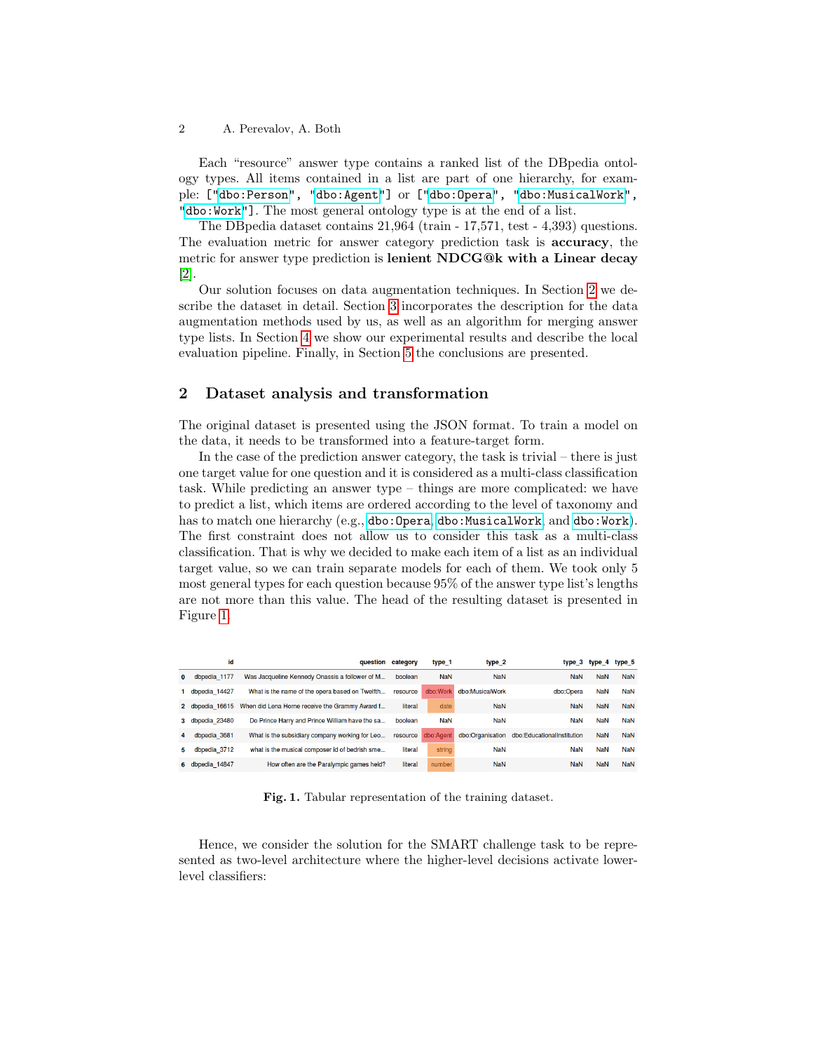Each "resource" answer type contains a ranked list of the DBpedia ontology types. All items contained in a list are part of one hierarchy, for example: ["dbo:Person", "dbo:Agent"] or ["dbo:Opera", "dbo:MusicalWork", "dbo:Work"]. The most general ontology type is at the end of a list.

The DBpedia dataset contains 21,964 (train - 17,571, test - 4,393) questions. The evaluation metric for answer category prediction task is **accuracy**, the metric for answer type prediction is **lenient NDCG@k with a Linear decay** [2].

Our solution focuses on data augmentation techniques. In Section 2 we describe the dataset in detail. Section 3 incorporates the description for the data augmentation methods used by us, as well as an algorithm for merging answer type lists. In Section 4 we show our experimental results and describe the local evaluation pipeline. Finally, in Section 5 the conclusions are presented.

## 2 Dataset analysis and transformation

The original dataset is presented using the JSON format. To train a model on the data, it needs to be transformed into a feature-target form.

In the case of the prediction answer category, the task is trivial – there is just one target value for one question and it is considered as a multi-class classification task. While predicting an answer type – things are more complicated: we have to predict a list, which items are ordered according to the level of taxonomy and has to match one hierarchy (e.g., dbo:Opera, dbo:MusicalWork, and dbo:Work). The first constraint does not allow us to consider this task as a multi-class classification. That is why we decided to make each item of a list as an individual target value, so we can train separate models for each of them. We took only 5 most general types for each question because 95% of the answer type list's lengths are not more than this value. The head of the resulting dataset is presented in Figure 1.

| | id | question | category | type_1 | type_2 | type_3 | type_4 | type_5 |
|---|---|---|---|---|---|---|---|---|
| 0 | dbpedia_1177 | Was Jacqueline Kennedy Onassis a follower of M... | boolean | NaN | NaN | NaN | NaN | NaN |
| 1 | dbpedia_14427 | What is the name of the opera based on Twelfth... | resource | dbo:Work | dbo:MusicalWork | dbo:Opera | NaN | NaN |
| 2 | dbpedia_16615 | When did Lena Horne receive the Grammy Award f... | literal | date | NaN | NaN | NaN | NaN |
| 3 | dbpedia_23480 | Do Prince Harry and Prince William have the sa... | boolean | NaN | NaN | NaN | NaN | NaN |
| 4 | dbpedia_3681 | What is the subsidiary company working for Leo... | resource | dbo:Agent | dbo:Organisation | dbo:EducationalInstitution | NaN | NaN |
| 5 | dbpedia_3712 | what is the musical composer id of bedrish sme... | literal | string | NaN | NaN | NaN | NaN |
| 6 | dbpedia_14847 | How often are the Paralympic games held? | literal | number | NaN | NaN | NaN | NaN |

**Fig. 1.** Tabular representation of the training dataset.

Hence, we consider the solution for the SMART challenge task to be represented as two-level architecture where the higher-level decisions activate lower-level classifiers: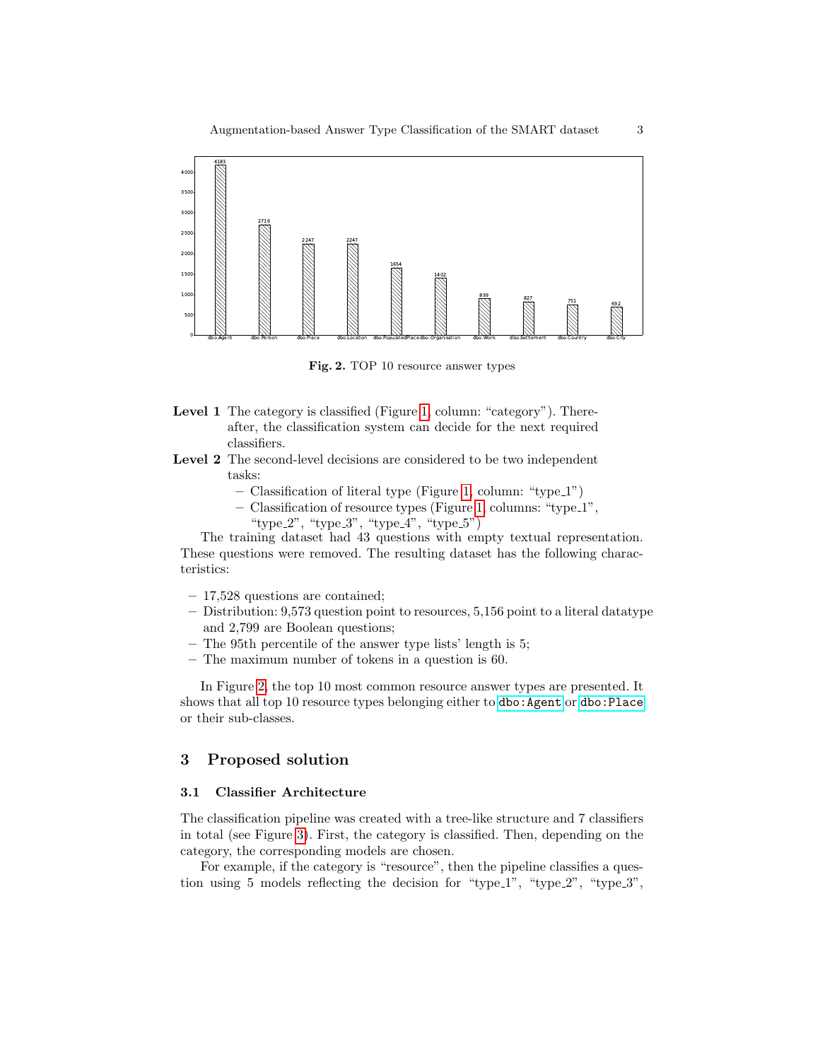4183
2716
2247
2247
1654
1402
899
827
751
692

4000
3500
3000
2500
2000
1500
1000
500
0

dbo:Agent dbo:Person dbo:Place dbo:Location dbo:PopulatedPlace dbo:Organisation dbo:Work dbo:Settlement dbo:Country dbo:City

**Fig. 2.** TOP 10 resource answer types

**Level 1** The category is classified (Figure 1, column: "category"). Thereafter, the classification system can decide for the next required classifiers.

**Level 2** The second-level decisions are considered to be two independent tasks:
- Classification of literal type (Figure 1, column: "type_1")
- Classification of resource types (Figure 1, columns: "type_1", "type_2", "type_3", "type_4", "type_5")

The training dataset had 43 questions with empty textual representation. These questions were removed. The resulting dataset has the following characteristics:

- 17,528 questions are contained;
- Distribution: 9,573 question point to resources, 5,156 point to a literal datatype and 2,799 are Boolean questions;
- The 95th percentile of the answer type lists' length is 5;
- The maximum number of tokens in a question is 60.

In Figure 2, the top 10 most common resource answer types are presented. It shows that all top 10 resource types belonging either to `dbo:Agent` or `dbo:Place` or their sub-classes.

## 3 Proposed solution

### 3.1 Classifier Architecture

The classification pipeline was created with a tree-like structure and 7 classifiers in total (see Figure 3). First, the category is classified. Then, depending on the category, the corresponding models are chosen.

For example, if the category is "resource", then the pipeline classifies a question using 5 models reflecting the decision for "type_1", "type_2", "type_3",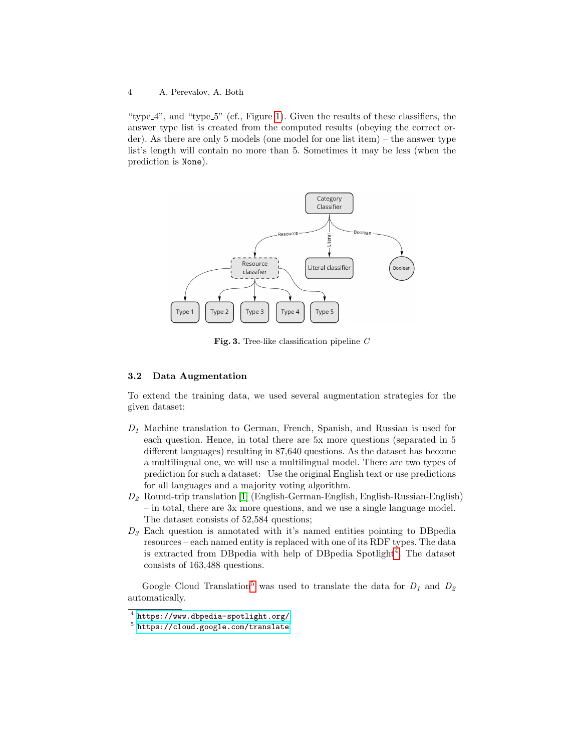"type_4", and "type_5" (cf., Figure 1). Given the results of these classifiers, the answer type list is created from the computed results (obeying the correct order). As there are only 5 models (one model for one list item) – the answer type list's length will contain no more than 5. Sometimes it may be less (when the prediction is `None`).

Category Classifier

Resource

Literal

Boolean

Resource classifier

Literal classifier

Boolean

Type 1

Type 2

Type 3

Type 4

Type 5

**Fig. 3.** Tree-like classification pipeline $C$

### 3.2 Data Augmentation

To extend the training data, we used several augmentation strategies for the given dataset:

- $D_1$ Machine translation to German, French, Spanish, and Russian is used for each question. Hence, in total there are 5x more questions (separated in 5 different languages) resulting in 87,640 questions. As the dataset has become a multilingual one, we will use a multilingual model. There are two types of prediction for such a dataset: Use the original English text or use predictions for all languages and a majority voting algorithm.
- $D_2$ Round-trip translation [1] (English-German-English, English-Russian-English) – in total, there are 3x more questions, and we use a single language model. The dataset consists of 52,584 questions;
- $D_3$ Each question is annotated with it's named entities pointing to DBpedia resources – each named entity is replaced with one of its RDF types. The data is extracted from DBpedia with help of DBpedia Spotlight[4]. The dataset consists of 163,488 questions.

Google Cloud Translation[5] was used to translate the data for $D_1$ and $D_2$ automatically.

[4] https://www.dbpedia-spotlight.org/

[5] https://cloud.google.com/translate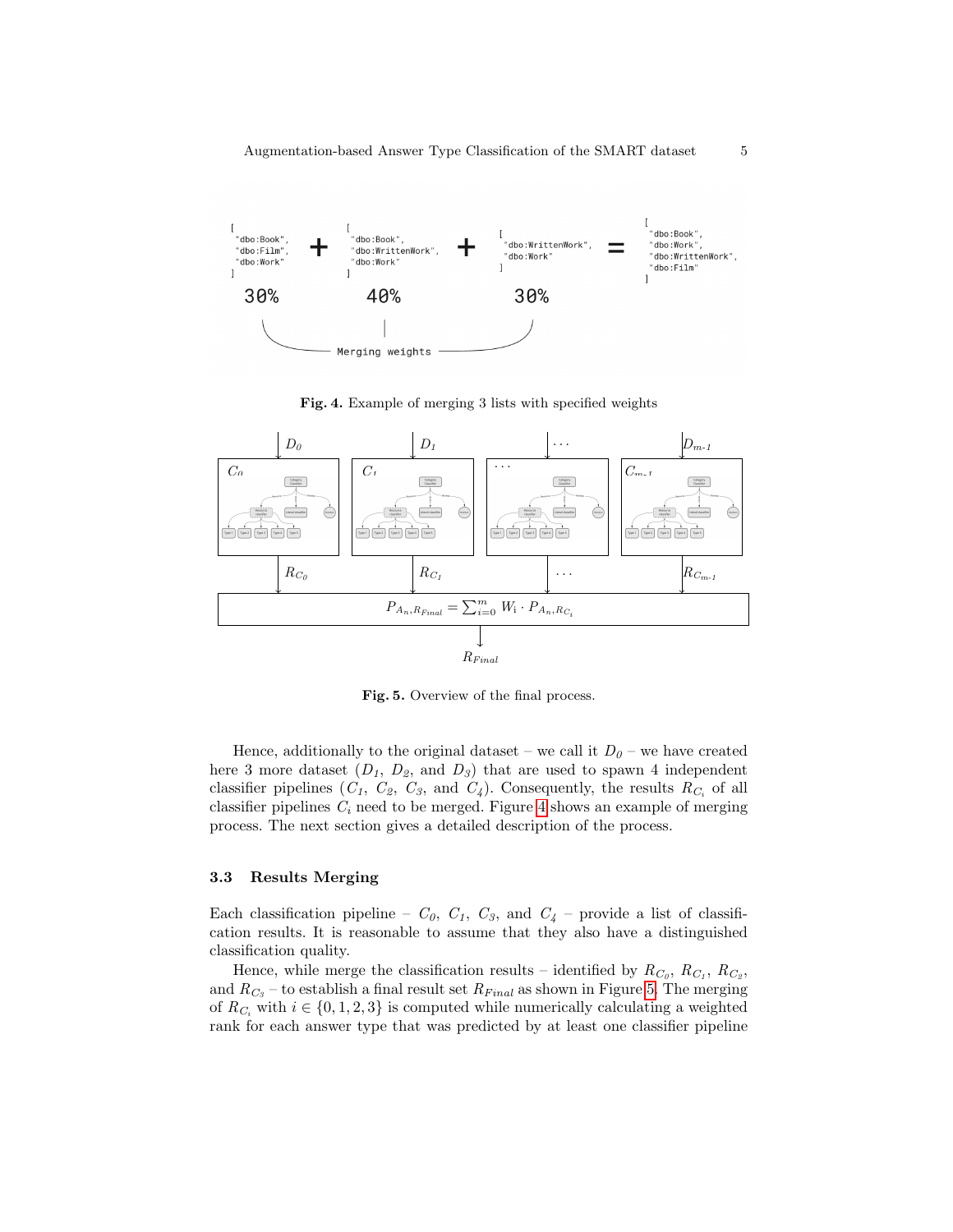```
[
 "dbo:Book",
 "dbo:Film",
 "dbo:Work"
]
```

+

```
[
 "dbo:Book",
 "dbo:WrittenWork",
 "dbo:Work"
]
```

+

```
[
 "dbo:WrittenWork",
 "dbo:Work"
]
```

=

```
[
 "dbo:Book",
 "dbo:Work",
 "dbo:WrittenWork",
 "dbo:Film"
]
```

30%

40%

30%

Merging weights

**Fig. 4.** Example of merging 3 lists with specified weights

$D_0$

$D_1$

...

$D_{m-1}$

$C_0$

$C_1$

...

$C_{m-1}$

$R_{C_0}$

$R_{C_1}$

...

$R_{C_{m-1}}$

$P_{A_n,R_{Final}} = \sum_{i=0}^{m} W_i \cdot P_{A_n,R_{C_i}}$

$R_{Final}$

**Fig. 5.** Overview of the final process.

Hence, additionally to the original dataset – we call it $D_0$ – we have created here 3 more dataset ($D_1$, $D_2$, and $D_3$) that are used to spawn 4 independent classifier pipelines ($C_1$, $C_2$, $C_3$, and $C_4$). Consequently, the results $R_{C_i}$ of all classifier pipelines $C_i$ need to be merged. Figure 4 shows an example of merging process. The next section gives a detailed description of the process.

### 3.3 Results Merging

Each classification pipeline – $C_0$, $C_1$, $C_3$, and $C_4$ – provide a list of classification results. It is reasonable to assume that they also have a distinguished classification quality.

Hence, while merge the classification results – identified by $R_{C_0}$, $R_{C_1}$, $R_{C_2}$, and $R_{C_3}$ – to establish a final result set $R_{Final}$ as shown in Figure 5. The merging of $R_{C_i}$ with $i \in \{0, 1, 2, 3\}$ is computed while numerically calculating a weighted rank for each answer type that was predicted by at least one classifier pipeline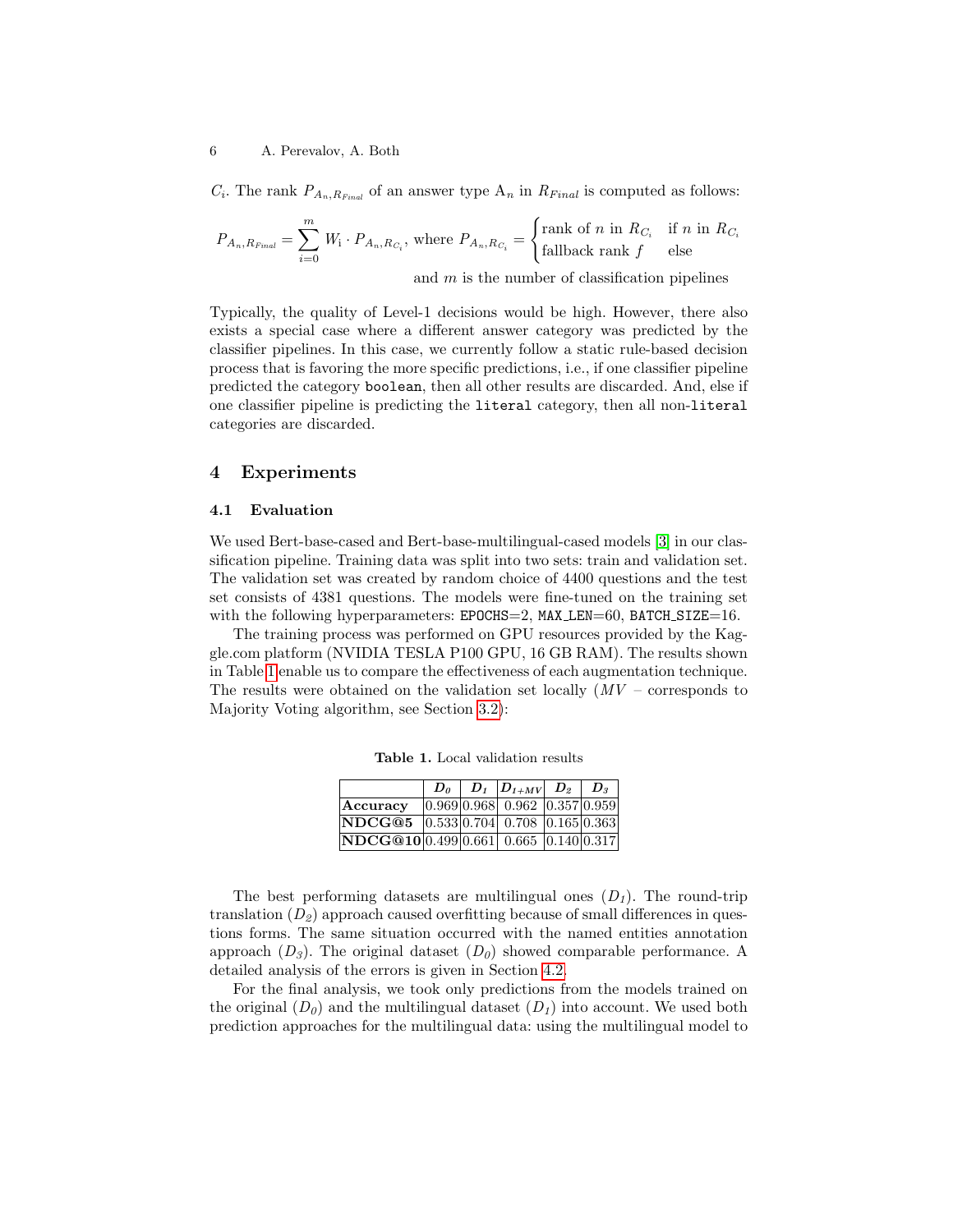$C_i$. The rank $P_{A_n,R_{Final}}$ of an answer type $A_n$ in $R_{Final}$ is computed as follows:

$$P_{A_n,R_{Final}} = \sum_{i=0}^{m} W_i \cdot P_{A_n,R_{C_i}}, \text{ where } P_{A_n,R_{C_i}} = \begin{cases} \text{rank of } n \text{ in } R_{C_i} & \text{if } n \text{ in } R_{C_i} \\ \text{fallback rank } f & \text{else} \end{cases}$$

$$\text{and } m \text{ is the number of classification pipelines}$$

Typically, the quality of Level-1 decisions would be high. However, there also exists a special case where a different answer category was predicted by the classifier pipelines. In this case, we currently follow a static rule-based decision process that is favoring the more specific predictions, i.e., if one classifier pipeline predicted the category `boolean`, then all other results are discarded. And, else if one classifier pipeline is predicting the `literal` category, then all non-`literal` categories are discarded.

## 4 Experiments

### 4.1 Evaluation

We used Bert-base-cased and Bert-base-multilingual-cased models [3] in our classification pipeline. Training data was split into two sets: train and validation set. The validation set was created by random choice of 4400 questions and the test set consists of 4381 questions. The models were fine-tuned on the training set with the following hyperparameters: `EPOCHS`=2, `MAX_LEN`=60, `BATCH_SIZE`=16.

The training process was performed on GPU resources provided by the Kaggle.com platform (NVIDIA TESLA P100 GPU, 16 GB RAM). The results shown in Table 1 enable us to compare the effectiveness of each augmentation technique. The results were obtained on the validation set locally (*MV* – corresponds to Majority Voting algorithm, see Section 3.2):

**Table 1.** Local validation results

| | $D_0$ | $D_1$ | $D_{1+MV}$ | $D_2$ | $D_3$ |
|---|---|---|---|---|---|
| **Accuracy** | 0.969 | 0.968 | 0.962 | 0.357 | 0.959 |
| **NDCG@5** | 0.533 | 0.704 | 0.708 | 0.165 | 0.363 |
| **NDCG@10** | 0.499 | 0.661 | 0.665 | 0.140 | 0.317 |

The best performing datasets are multilingual ones ($D_1$). The round-trip translation ($D_2$) approach caused overfitting because of small differences in questions forms. The same situation occurred with the named entities annotation approach ($D_3$). The original dataset ($D_0$) showed comparable performance. A detailed analysis of the errors is given in Section 4.2.

For the final analysis, we took only predictions from the models trained on the original ($D_0$) and the multilingual dataset ($D_1$) into account. We used both prediction approaches for the multilingual data: using the multilingual model to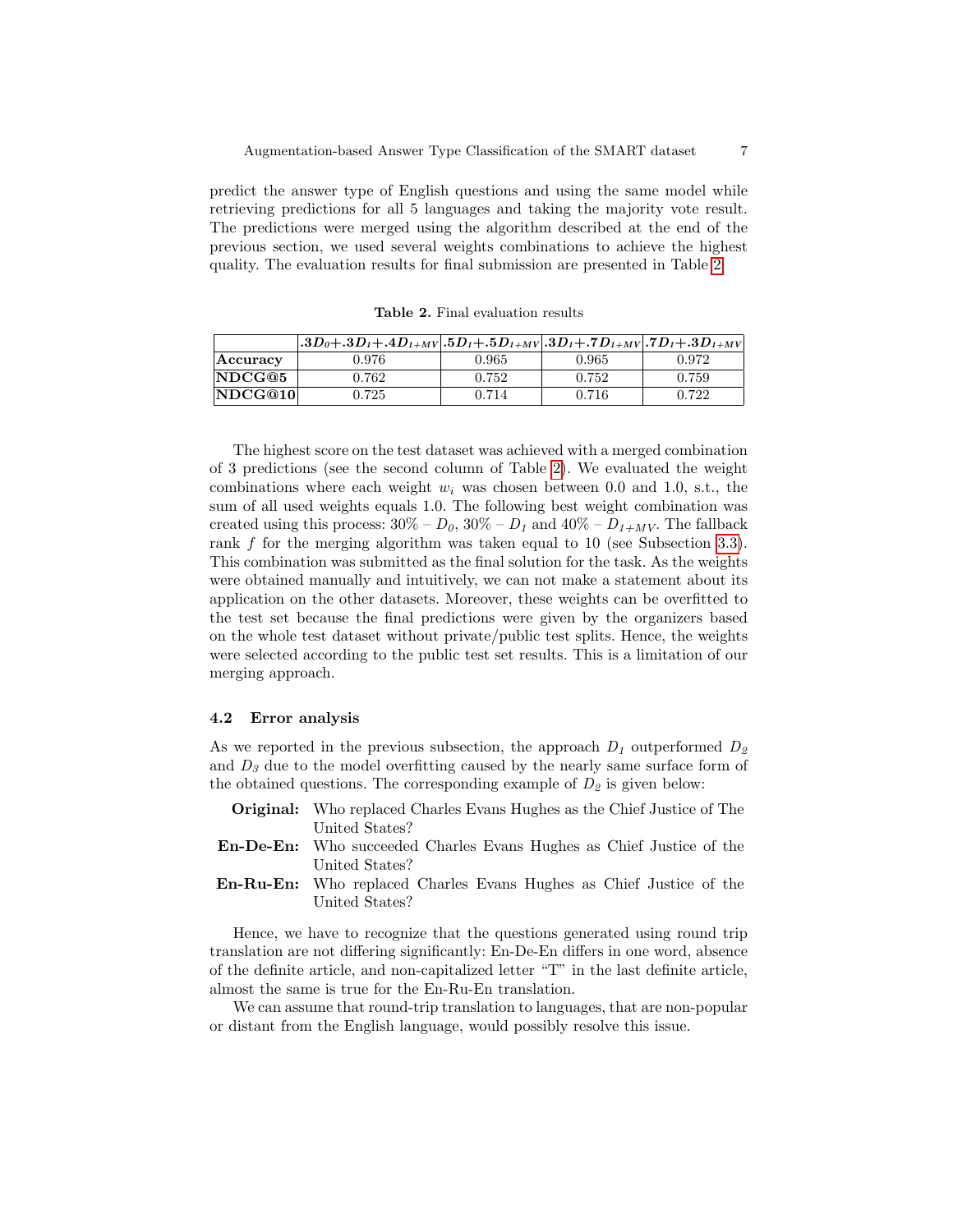predict the answer type of English questions and using the same model while retrieving predictions for all 5 languages and taking the majority vote result. The predictions were merged using the algorithm described at the end of the previous section, we used several weights combinations to achieve the highest quality. The evaluation results for final submission are presented in Table 2.

**Table 2.** Final evaluation results

| | $.3D_0+.3D_1+.4D_{1+MV}$ | $.5D_1+.5D_{1+MV}$ | $.3D_1+.7D_{1+MV}$ | $.7D_1+.3D_{1+MV}$ |
|---|---|---|---|---|
| **Accuracy** | 0.976 | 0.965 | 0.965 | 0.972 |
| **NDCG@5** | 0.762 | 0.752 | 0.752 | 0.759 |
| **NDCG@10** | 0.725 | 0.714 | 0.716 | 0.722 |

The highest score on the test dataset was achieved with a merged combination of 3 predictions (see the second column of Table 2). We evaluated the weight combinations where each weight $w_i$ was chosen between 0.0 and 1.0, s.t., the sum of all used weights equals 1.0. The following best weight combination was created using this process: 30% – $D_0$, 30% – $D_1$ and 40% – $D_{1+MV}$. The fallback rank $f$ for the merging algorithm was taken equal to 10 (see Subsection 3.3). This combination was submitted as the final solution for the task. As the weights were obtained manually and intuitively, we can not make a statement about its application on the other datasets. Moreover, these weights can be overfitted to the test set because the final predictions were given by the organizers based on the whole test dataset without private/public test splits. Hence, the weights were selected according to the public test set results. This is a limitation of our merging approach.

### 4.2 Error analysis

As we reported in the previous subsection, the approach $D_1$ outperformed $D_2$ and $D_3$ due to the model overfitting caused by the nearly same surface form of the obtained questions. The corresponding example of $D_2$ is given below:

**Original:** Who replaced Charles Evans Hughes as the Chief Justice of The United States?

**En-De-En:** Who succeeded Charles Evans Hughes as Chief Justice of the United States?

**En-Ru-En:** Who replaced Charles Evans Hughes as Chief Justice of the United States?

Hence, we have to recognize that the questions generated using round trip translation are not differing significantly: En-De-En differs in one word, absence of the definite article, and non-capitalized letter "T" in the last definite article, almost the same is true for the En-Ru-En translation.

We can assume that round-trip translation to languages, that are non-popular or distant from the English language, would possibly resolve this issue.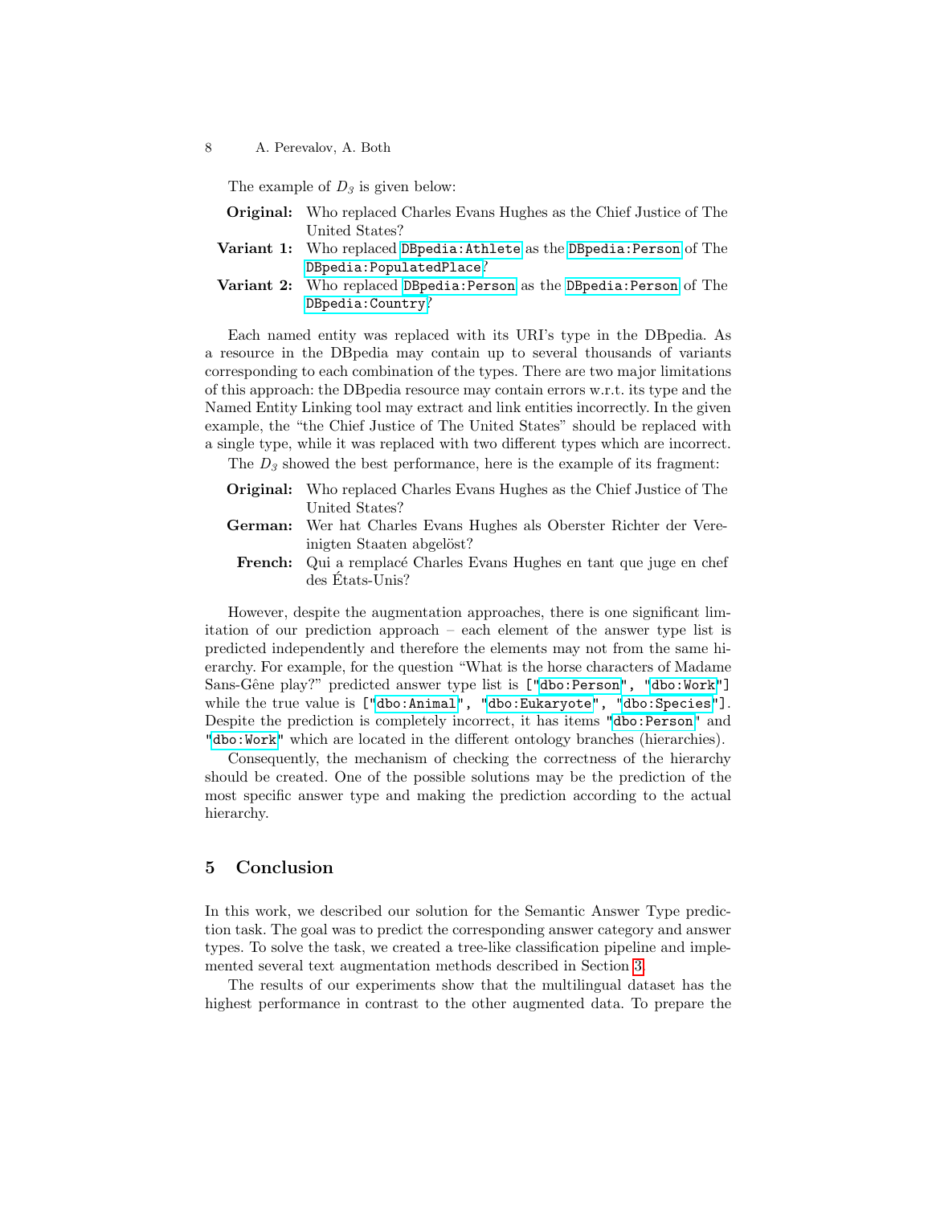The example of $D_3$ is given below:

**Original:** Who replaced Charles Evans Hughes as the Chief Justice of The United States?

**Variant 1:** Who replaced `DBpedia:Athlete` as the `DBpedia:Person` of The `DBpedia:PopulatedPlace`?

**Variant 2:** Who replaced `DBpedia:Person` as the `DBpedia:Person` of The `DBpedia:Country`?

Each named entity was replaced with its URI's type in the DBpedia. As a resource in the DBpedia may contain up to several thousands of variants corresponding to each combination of the types. There are two major limitations of this approach: the DBpedia resource may contain errors w.r.t. its type and the Named Entity Linking tool may extract and link entities incorrectly. In the given example, the "the Chief Justice of The United States" should be replaced with a single type, while it was replaced with two different types which are incorrect.

The $D_3$ showed the best performance, here is the example of its fragment:

**Original:** Who replaced Charles Evans Hughes as the Chief Justice of The United States?

**German:** Wer hat Charles Evans Hughes als Oberster Richter der Vereinigten Staaten abgelöst?

**French:** Qui a remplacé Charles Evans Hughes en tant que juge en chef des États-Unis?

However, despite the augmentation approaches, there is one significant limitation of our prediction approach – each element of the answer type list is predicted independently and therefore the elements may not from the same hierarchy. For example, for the question "What is the horse characters of Madame Sans-Gêne play?" predicted answer type list is ["`dbo:Person`", "`dbo:Work`"] while the true value is ["`dbo:Animal`", "`dbo:Eukaryote`", "`dbo:Species`"]. Despite the prediction is completely incorrect, it has items "`dbo:Person`" and "`dbo:Work`" which are located in the different ontology branches (hierarchies).

Consequently, the mechanism of checking the correctness of the hierarchy should be created. One of the possible solutions may be the prediction of the most specific answer type and making the prediction according to the actual hierarchy.

## 5 Conclusion

In this work, we described our solution for the Semantic Answer Type prediction task. The goal was to predict the corresponding answer category and answer types. To solve the task, we created a tree-like classification pipeline and implemented several text augmentation methods described in Section 3.

The results of our experiments show that the multilingual dataset has the highest performance in contrast to the other augmented data. To prepare the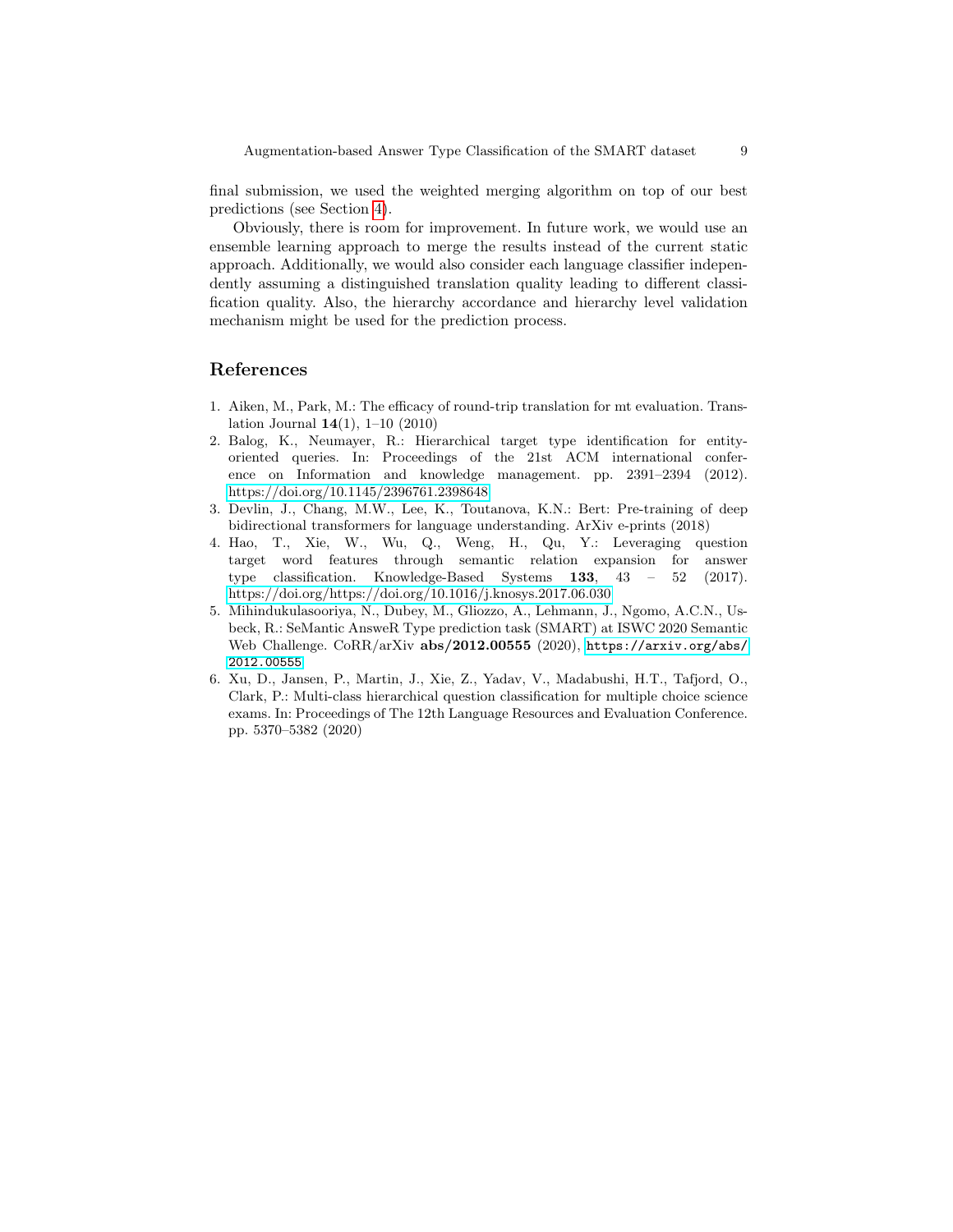final submission, we used the weighted merging algorithm on top of our best predictions (see Section 4).

Obviously, there is room for improvement. In future work, we would use an ensemble learning approach to merge the results instead of the current static approach. Additionally, we would also consider each language classifier independently assuming a distinguished translation quality leading to different classification quality. Also, the hierarchy accordance and hierarchy level validation mechanism might be used for the prediction process.

## References

1. Aiken, M., Park, M.: The efficacy of round-trip translation for mt evaluation. Translation Journal **14**(1), 1–10 (2010)
2. Balog, K., Neumayer, R.: Hierarchical target type identification for entity-oriented queries. In: Proceedings of the 21st ACM international conference on Information and knowledge management. pp. 2391–2394 (2012). https://doi.org/10.1145/2396761.2398648
3. Devlin, J., Chang, M.W., Lee, K., Toutanova, K.N.: Bert: Pre-training of deep bidirectional transformers for language understanding. ArXiv e-prints (2018)
4. Hao, T., Xie, W., Wu, Q., Weng, H., Qu, Y.: Leveraging question target word features through semantic relation expansion for answer type classification. Knowledge-Based Systems **133**, 43 – 52 (2017). https://doi.org/https://doi.org/10.1016/j.knosys.2017.06.030
5. Mihindukulasooriya, N., Dubey, M., Gliozzo, A., Lehmann, J., Ngomo, A.C.N., Usbeck, R.: SeMantic AnsweR Type prediction task (SMART) at ISWC 2020 Semantic Web Challenge. CoRR/arXiv **abs/2012.00555** (2020), `https://arxiv.org/abs/2012.00555`
6. Xu, D., Jansen, P., Martin, J., Xie, Z., Yadav, V., Madabushi, H.T., Tafjord, O., Clark, P.: Multi-class hierarchical question classification for multiple choice science exams. In: Proceedings of The 12th Language Resources and Evaluation Conference. pp. 5370–5382 (2020)